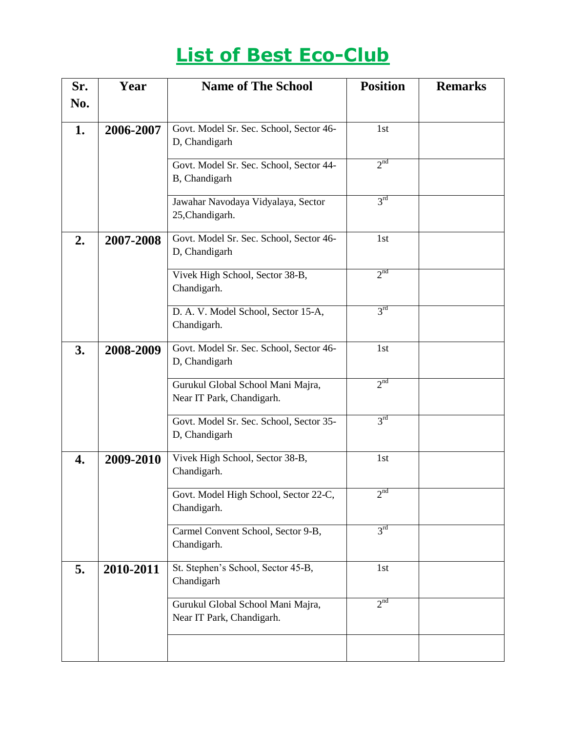# List of Best Eco-Club

| Sr. No. | Year | Name of The School | Position | Remarks |
|---|---|---|---|---|
| **1.** | **2006-2007** | Govt. Model Sr. Sec. School, Sector 46-D, Chandigarh | 1st | |
| | | Govt. Model Sr. Sec. School, Sector 44-B, Chandigarh | 2nd | |
| | | Jawahar Navodaya Vidyalaya, Sector 25,Chandigarh. | 3rd | |
| **2.** | **2007-2008** | Govt. Model Sr. Sec. School, Sector 46-D, Chandigarh | 1st | |
| | | Vivek High School, Sector 38-B, Chandigarh. | 2nd | |
| | | D. A. V. Model School, Sector 15-A, Chandigarh. | 3rd | |
| **3.** | **2008-2009** | Govt. Model Sr. Sec. School, Sector 46-D, Chandigarh | 1st | |
| | | Gurukul Global School Mani Majra, Near IT Park, Chandigarh. | 2nd | |
| | | Govt. Model Sr. Sec. School, Sector 35-D, Chandigarh | 3rd | |
| **4.** | **2009-2010** | Vivek High School, Sector 38-B, Chandigarh. | 1st | |
| | | Govt. Model High School, Sector 22-C, Chandigarh. | 2nd | |
| | | Carmel Convent School, Sector 9-B, Chandigarh. | 3rd | |
| **5.** | **2010-2011** | St. Stephen's School, Sector 45-B, Chandigarh | 1st | |
| | | Gurukul Global School Mani Majra, Near IT Park, Chandigarh. | 2nd | |
| | | | | |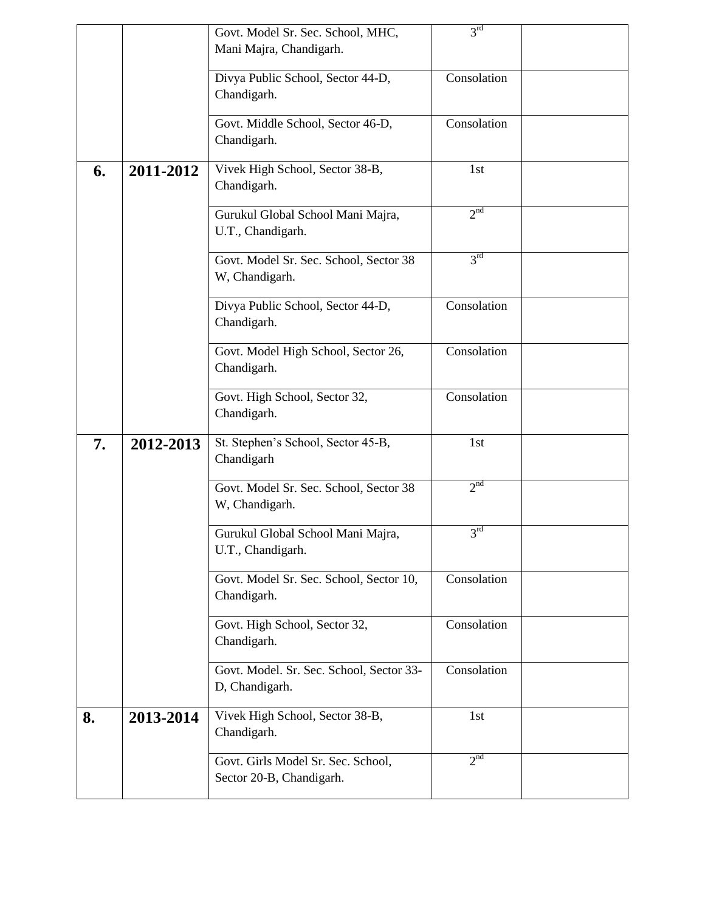| | | | | |
|---|---|---|---|---|
| | | Govt. Model Sr. Sec. School, MHC, Mani Majra, Chandigarh. | 3rd | |
| | | Divya Public School, Sector 44-D, Chandigarh. | Consolation | |
| | | Govt. Middle School, Sector 46-D, Chandigarh. | Consolation | |
| **6.** | **2011-2012** | Vivek High School, Sector 38-B, Chandigarh. | 1st | |
| | | Gurukul Global School Mani Majra, U.T., Chandigarh. | 2nd | |
| | | Govt. Model Sr. Sec. School, Sector 38 W, Chandigarh. | 3rd | |
| | | Divya Public School, Sector 44-D, Chandigarh. | Consolation | |
| | | Govt. Model High School, Sector 26, Chandigarh. | Consolation | |
| | | Govt. High School, Sector 32, Chandigarh. | Consolation | |
| **7.** | **2012-2013** | St. Stephen's School, Sector 45-B, Chandigarh | 1st | |
| | | Govt. Model Sr. Sec. School, Sector 38 W, Chandigarh. | 2nd | |
| | | Gurukul Global School Mani Majra, U.T., Chandigarh. | 3rd | |
| | | Govt. Model Sr. Sec. School, Sector 10, Chandigarh. | Consolation | |
| | | Govt. High School, Sector 32, Chandigarh. | Consolation | |
| | | Govt. Model. Sr. Sec. School, Sector 33-D, Chandigarh. | Consolation | |
| **8.** | **2013-2014** | Vivek High School, Sector 38-B, Chandigarh. | 1st | |
| | | Govt. Girls Model Sr. Sec. School, Sector 20-B, Chandigarh. | 2nd | |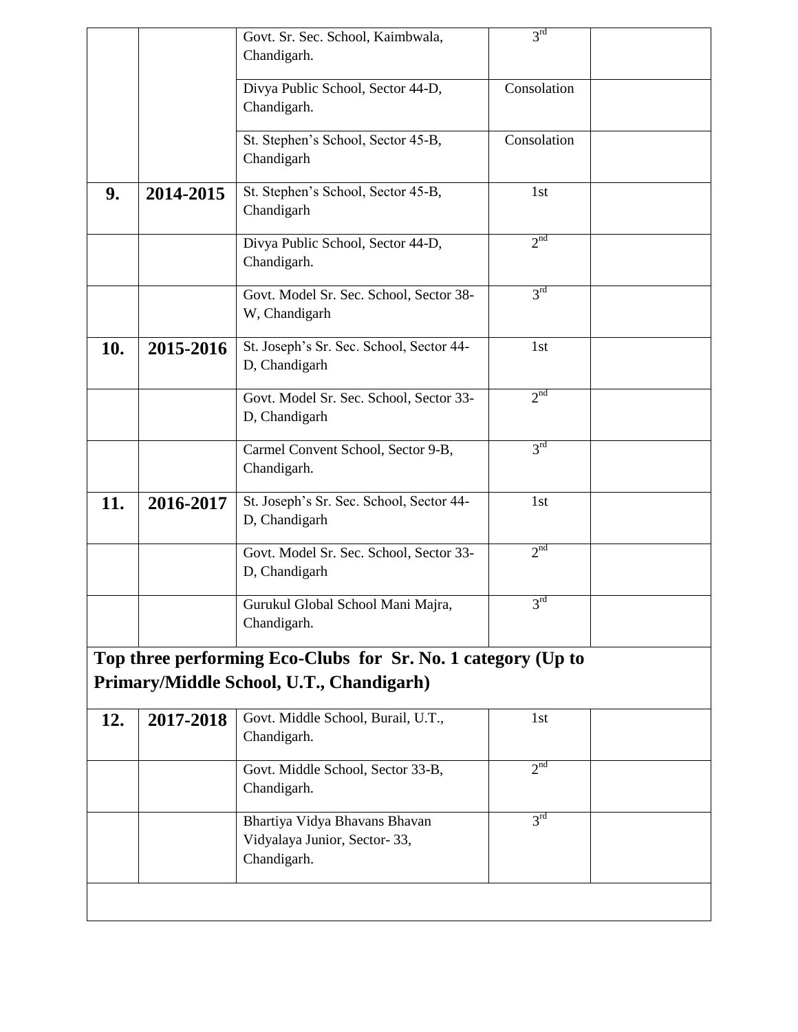| | | | | |
|---|---|---|---|---|
| | | Govt. Sr. Sec. School, Kaimbwala, Chandigarh. | 3rd | |
| | | Divya Public School, Sector 44-D, Chandigarh. | Consolation | |
| | | St. Stephen's School, Sector 45-B, Chandigarh | Consolation | |
| **9.** | **2014-2015** | St. Stephen's School, Sector 45-B, Chandigarh | 1st | |
| | | Divya Public School, Sector 44-D, Chandigarh. | 2nd | |
| | | Govt. Model Sr. Sec. School, Sector 38-W, Chandigarh | 3rd | |
| **10.** | **2015-2016** | St. Joseph's Sr. Sec. School, Sector 44-D, Chandigarh | 1st | |
| | | Govt. Model Sr. Sec. School, Sector 33-D, Chandigarh | 2nd | |
| | | Carmel Convent School, Sector 9-B, Chandigarh. | 3rd | |
| **11.** | **2016-2017** | St. Joseph's Sr. Sec. School, Sector 44-D, Chandigarh | 1st | |
| | | Govt. Model Sr. Sec. School, Sector 33-D, Chandigarh | 2nd | |
| | | Gurukul Global School Mani Majra, Chandigarh. | 3rd | |
| **Top three performing Eco-Clubs for Sr. No. 1 category (Up to Primary/Middle School, U.T., Chandigarh)** | | | | |
| **12.** | **2017-2018** | Govt. Middle School, Burail, U.T., Chandigarh. | 1st | |
| | | Govt. Middle School, Sector 33-B, Chandigarh. | 2nd | |
| | | Bhartiya Vidya Bhavans Bhavan Vidyalaya Junior, Sector- 33, Chandigarh. | 3rd | |
| | | | | |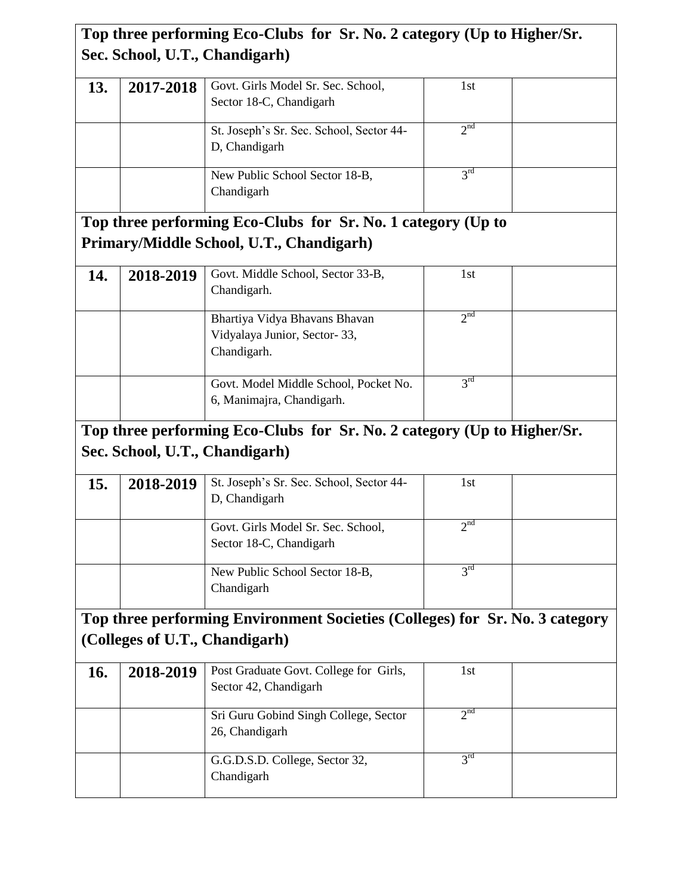| | | | | |
|---|---|---|---|---|
| **Top three performing Eco-Clubs for Sr. No. 2 category (Up to Higher/Sr. Sec. School, U.T., Chandigarh)** | | | | |
| **13.** | **2017-2018** | Govt. Girls Model Sr. Sec. School, Sector 18-C, Chandigarh | 1st | |
| | | St. Joseph's Sr. Sec. School, Sector 44-D, Chandigarh | 2nd | |
| | | New Public School Sector 18-B, Chandigarh | 3rd | |
| **Top three performing Eco-Clubs for Sr. No. 1 category (Up to Primary/Middle School, U.T., Chandigarh)** | | | | |
| **14.** | **2018-2019** | Govt. Middle School, Sector 33-B, Chandigarh. | 1st | |
| | | Bhartiya Vidya Bhavans Bhavan Vidyalaya Junior, Sector- 33, Chandigarh. | 2nd | |
| | | Govt. Model Middle School, Pocket No. 6, Manimajra, Chandigarh. | 3rd | |
| **Top three performing Eco-Clubs for Sr. No. 2 category (Up to Higher/Sr. Sec. School, U.T., Chandigarh)** | | | | |
| **15.** | **2018-2019** | St. Joseph's Sr. Sec. School, Sector 44-D, Chandigarh | 1st | |
| | | Govt. Girls Model Sr. Sec. School, Sector 18-C, Chandigarh | 2nd | |
| | | New Public School Sector 18-B, Chandigarh | 3rd | |
| **Top three performing Environment Societies (Colleges) for Sr. No. 3 category (Colleges of U.T., Chandigarh)** | | | | |
| **16.** | **2018-2019** | Post Graduate Govt. College for Girls, Sector 42, Chandigarh | 1st | |
| | | Sri Guru Gobind Singh College, Sector 26, Chandigarh | 2nd | |
| | | G.G.D.S.D. College, Sector 32, Chandigarh | 3rd | |